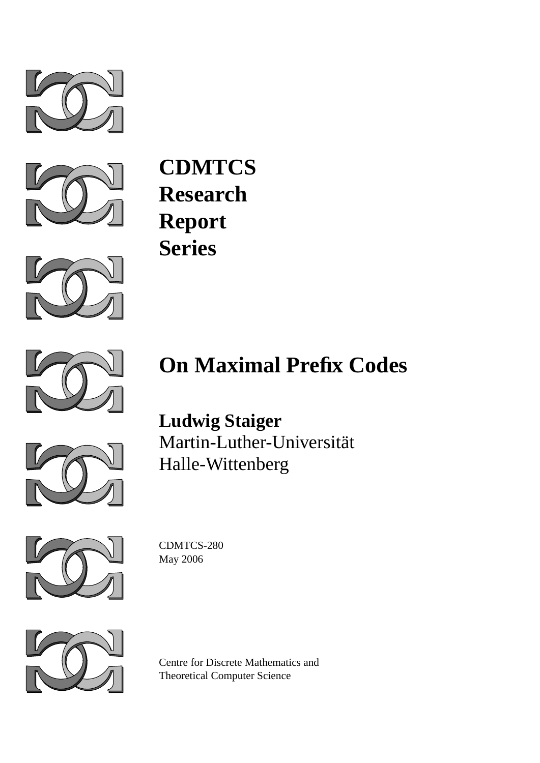**CDMTCS**
**Research**
**Report**
**Series**

# On Maximal Prefix Codes

**Ludwig Staiger**
Martin-Luther-Universität
Halle-Wittenberg

CDMTCS-280
May 2006

Centre for Discrete Mathematics and
Theoretical Computer Science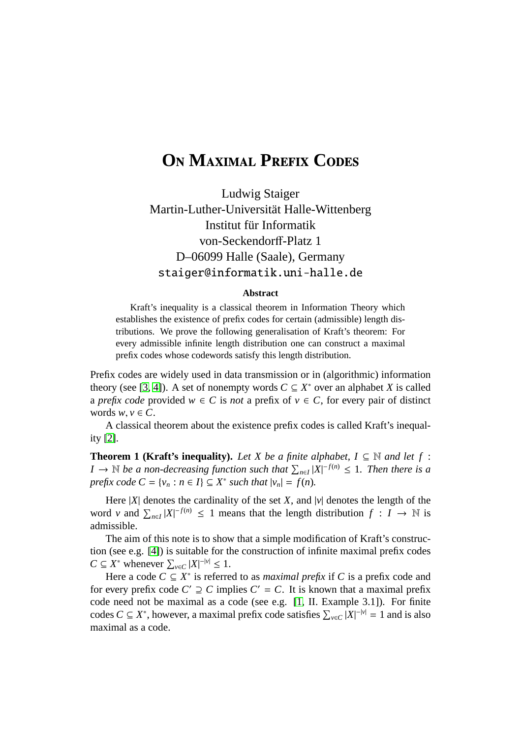# On Maximal Prefix Codes

Ludwig Staiger
Martin-Luther-Universität Halle-Wittenberg
Institut für Informatik
von-Seckendorff-Platz 1
D–06099 Halle (Saale), Germany
`staiger@informatik.uni-halle.de`

### Abstract

Kraft's inequality is a classical theorem in Information Theory which establishes the existence of prefix codes for certain (admissible) length distributions. We prove the following generalisation of Kraft's theorem: For every admissible infinite length distribution one can construct a maximal prefix codes whose codewords satisfy this length distribution.

Prefix codes are widely used in data transmission or in (algorithmic) information theory (see [3, 4]). A set of nonempty words $C \subseteq X^*$ over an alphabet $X$ is called a *prefix code* provided $w \in C$ is *not* a prefix of $v \in C$, for every pair of distinct words $w, v \in C$.

A classical theorem about the existence prefix codes is called Kraft's inequality [2].

**Theorem 1 (Kraft's inequality).** *Let $X$ be a finite alphabet, $I \subseteq \mathbb{N}$ and let $f : I \to \mathbb{N}$ be a non-decreasing function such that $\sum_{n \in I} |X|^{-f(n)} \leq 1$. Then there is a prefix code $C = \{v_n : n \in I\} \subseteq X^*$ such that $|v_n| = f(n)$.*

Here $|X|$ denotes the cardinality of the set $X$, and $|v|$ denotes the length of the word $v$ and $\sum_{n \in I} |X|^{-f(n)} \leq 1$ means that the length distribution $f : I \to \mathbb{N}$ is admissible.

The aim of this note is to show that a simple modification of Kraft's construction (see e.g. [4]) is suitable for the construction of infinite maximal prefix codes $C \subseteq X^*$ whenever $\sum_{v \in C} |X|^{-|v|} \leq 1$.

Here a code $C \subseteq X^*$ is referred to as *maximal prefix* if $C$ is a prefix code and for every prefix code $C' \supseteq C$ implies $C' = C$. It is known that a maximal prefix code need not be maximal as a code (see e.g. [1, II. Example 3.1]). For finite codes $C \subseteq X^*$, however, a maximal prefix code satisfies $\sum_{v \in C} |X|^{-|v|} = 1$ and is also maximal as a code.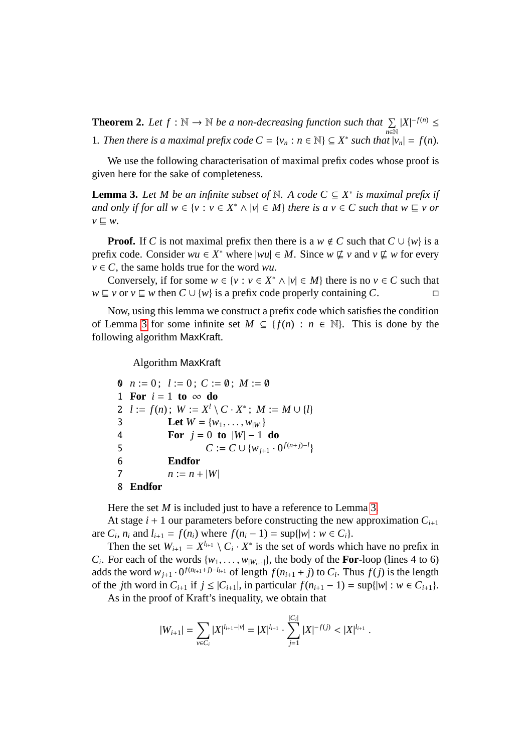**Theorem 2.** *Let $f : \mathbb{N} \to \mathbb{N}$ be a non-decreasing function such that $\sum_{n\in\mathbb{N}} |X|^{-f(n)} \leq 1$. Then there is a maximal prefix code $C = \{v_n : n \in \mathbb{N}\} \subseteq X^*$ such that $|v_n| = f(n)$.*

We use the following characterisation of maximal prefix codes whose proof is given here for the sake of completeness.

**Lemma 3.** *Let $M$ be an infinite subset of $\mathbb{N}$. A code $C \subseteq X^*$ is maximal prefix if and only if for all $w \in \{v : v \in X^* \wedge |v| \in M\}$ there is a $v \in C$ such that $w \sqsubseteq v$ or $v \sqsubseteq w$.*

**Proof.** If $C$ is not maximal prefix then there is a $w \notin C$ such that $C \cup \{w\}$ is a prefix code. Consider $wu \in X^*$ where $|wu| \in M$. Since $w \not\sqsubseteq v$ and $v \not\sqsubseteq w$ for every $v \in C$, the same holds true for the word $wu$.

Conversely, if for some $w \in \{v : v \in X^* \wedge |v| \in M\}$ there is no $v \in C$ such that $w \sqsubseteq v$ or $v \sqsubseteq w$ then $C \cup \{w\}$ is a prefix code properly containing $C$. □

Now, using this lemma we construct a prefix code which satisfies the condition of Lemma 3 for some infinite set $M \subseteq \{f(n) : n \in \mathbb{N}\}$. This is done by the following algorithm MaxKraft.

Algorithm MaxKraft

```
0  n := 0; l := 0; C := ∅; M := ∅
1  For i = 1 to ∞ do
2  l := f(n); W := X^l \ C · X^*; M := M ∪ {l}
3          Let W = {w_1, ..., w_|W|}
4          For j = 0 to |W| − 1 do
5                  C := C ∪ {w_{j+1} · 0^{f(n+j)−l}}
6          Endfor
7          n := n + |W|
8  Endfor
```

Here the set $M$ is included just to have a reference to Lemma 3.

At stage $i + 1$ our parameters before constructing the new approximation $C_{i+1}$ are $C_i$, $n_i$ and $l_{i+1} = f(n_i)$ where $f(n_i - 1) = \sup\{|w| : w \in C_i\}$.

Then the set $W_{i+1} = X^{l_{i+1}} \setminus C_i \cdot X^*$ is the set of words which have no prefix in $C_i$. For each of the words $\{w_1, \ldots, w_{|W_{i+1}|}\}$, the body of the **For**-loop (lines 4 to 6) adds the word $w_{j+1} \cdot 0^{f(n_{i+1}+j)-l_{i+1}}$ of length $f(n_{i+1} + j)$ to $C_i$. Thus $f(j)$ is the length of the $j$th word in $C_{i+1}$ if $j \leq |C_{i+1}|$, in particular $f(n_{i+1} - 1) = \sup\{|w| : w \in C_{i+1}\}$.

As in the proof of Kraft's inequality, we obtain that

$$|W_{i+1}| = \sum_{v\in C_i} |X|^{l_{i+1}-|v|} = |X|^{l_{i+1}} \cdot \sum_{j=1}^{|C_i|} |X|^{-f(j)} < |X|^{l_{i+1}} .$$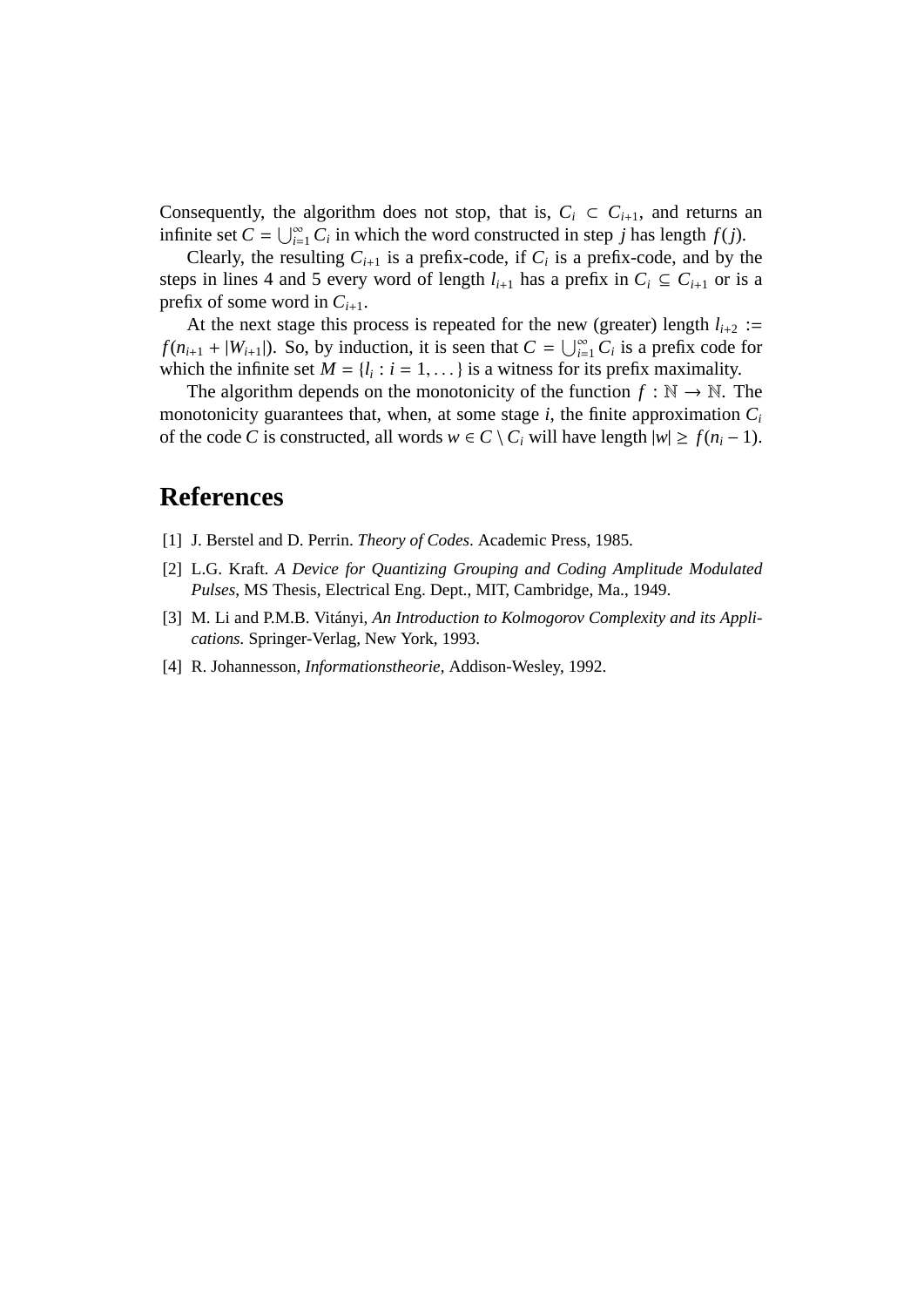Consequently, the algorithm does not stop, that is, $C_i \subset C_{i+1}$, and returns an infinite set $C = \bigcup_{i=1}^{\infty} C_i$ in which the word constructed in step $j$ has length $f(j)$.

Clearly, the resulting $C_{i+1}$ is a prefix-code, if $C_i$ is a prefix-code, and by the steps in lines 4 and 5 every word of length $l_{i+1}$ has a prefix in $C_i \subseteq C_{i+1}$ or is a prefix of some word in $C_{i+1}$.

At the next stage this process is repeated for the new (greater) length $l_{i+2} := f(n_{i+1} + |W_{i+1}|)$. So, by induction, it is seen that $C = \bigcup_{i=1}^{\infty} C_i$ is a prefix code for which the infinite set $M = \{l_i : i = 1, \dots\}$ is a witness for its prefix maximality.

The algorithm depends on the monotonicity of the function $f : \mathbb{N} \to \mathbb{N}$. The monotonicity guarantees that, when, at some stage $i$, the finite approximation $C_i$ of the code $C$ is constructed, all words $w \in C \setminus C_i$ will have length $|w| \geq f(n_i - 1)$.

# References

[1] J. Berstel and D. Perrin. *Theory of Codes*. Academic Press, 1985.

[2] L.G. Kraft. *A Device for Quantizing Grouping and Coding Amplitude Modulated Pulses*, MS Thesis, Electrical Eng. Dept., MIT, Cambridge, Ma., 1949.

[3] M. Li and P.M.B. Vitányi, *An Introduction to Kolmogorov Complexity and its Applications*. Springer-Verlag, New York, 1993.

[4] R. Johannesson, *Informationstheorie*, Addison-Wesley, 1992.